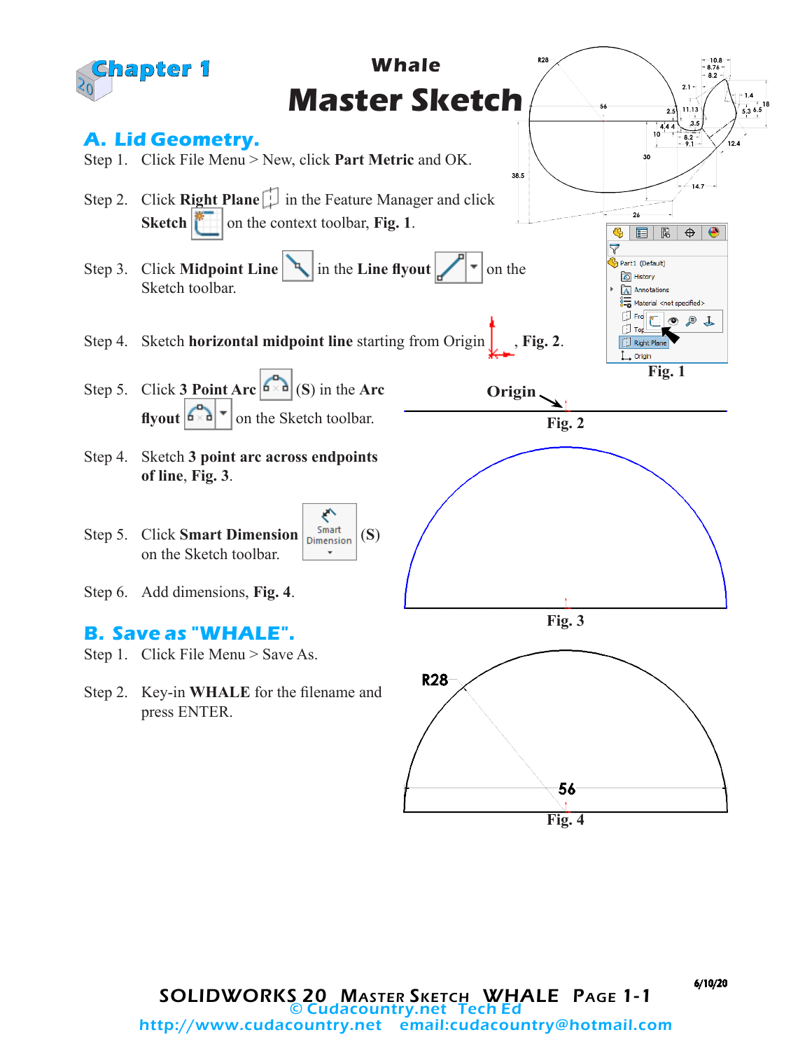# Chapter 1

## Whale Master Sketch

### A. Lid Geometry.

Step 1. Click File Menu > New, click **Part Metric** and OK.

Step 2. Click **Right Plane** in the Feature Manager and click **Sketch** on the context toolbar, **Fig. 1**.

Step 3. Click **Midpoint Line** in the **Line flyout** on the Sketch toolbar.

Step 4. Sketch **horizontal midpoint line** starting from Origin, **Fig. 2**.

Step 5. Click **3 Point Arc** (S) in the **Arc flyout** on the Sketch toolbar.

Step 4. Sketch **3 point arc across endpoints of line**, **Fig. 3**.

Step 5. Click **Smart Dimension** (S) on the Sketch toolbar.

Step 6. Add dimensions, **Fig. 4**.

### B. Save as "WHALE".

Step 1. Click File Menu > Save As.

Step 2. Key-in **WHALE** for the filename and press ENTER.

**Fig. 1**

Origin

**Fig. 2**

**Fig. 3**

R28

56

**Fig. 4**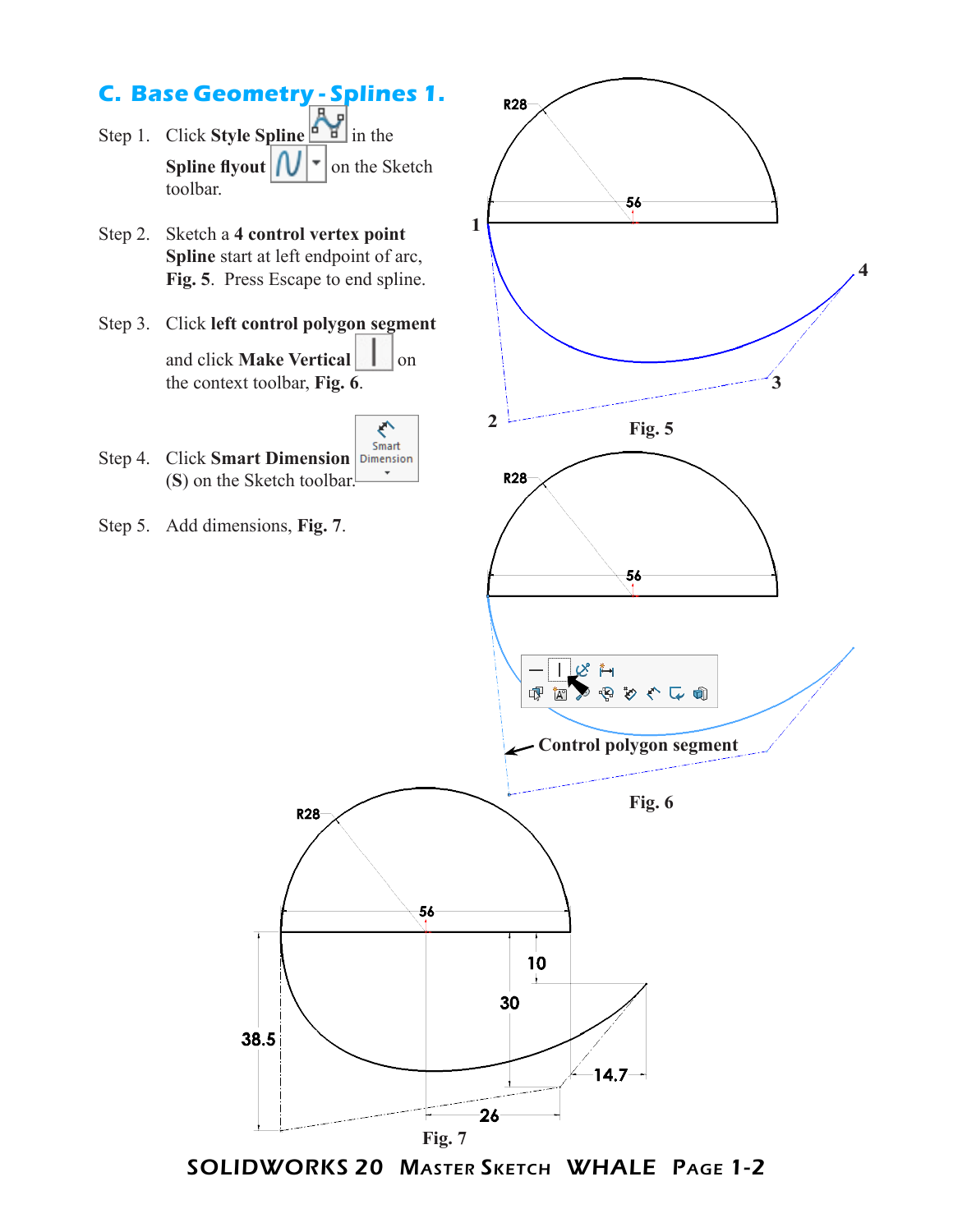## C. Base Geometry - Splines 1.

Step 1. Click **Style Spline** in the **Spline flyout** on the Sketch toolbar.

Step 2. Sketch a **4 control vertex point Spline** start at left endpoint of arc, **Fig. 5**. Press Escape to end spline.

Step 3. Click **left control polygon segment** and click **Make Vertical** on the context toolbar, **Fig. 6**.

Step 4. Click **Smart Dimension** (**S**) on the Sketch toolbar.

Step 5. Add dimensions, **Fig. 7**.

Fig. 5

Control polygon segment

Fig. 6

Fig. 7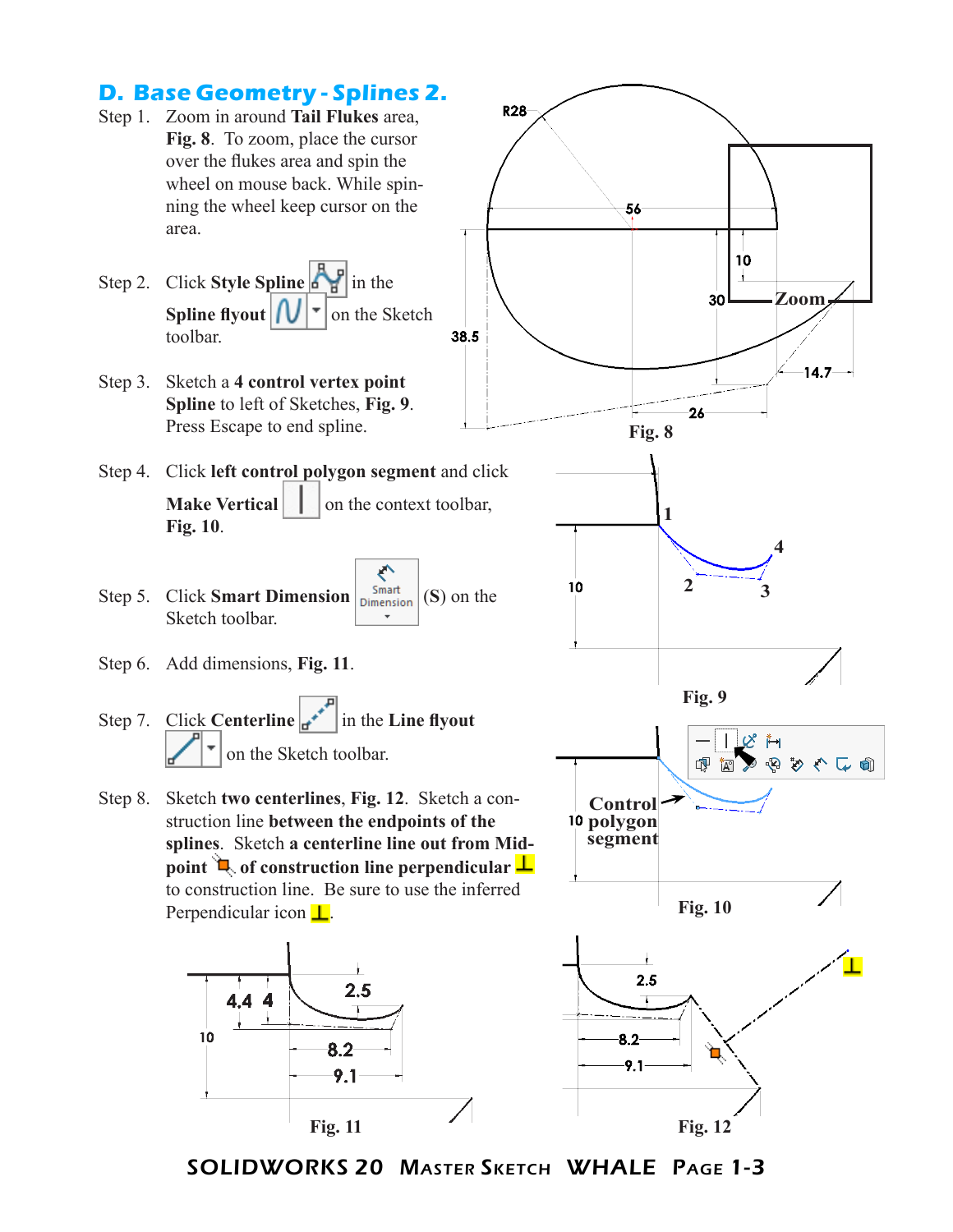## D. Base Geometry - Splines 2.

Step 1. Zoom in around **Tail Flukes** area, **Fig. 8**. To zoom, place the cursor over the flukes area and spin the wheel on mouse back. While spinning the wheel keep cursor on the area.

Step 2. Click **Style Spline** in the **Spline flyout** on the Sketch toolbar.

Step 3. Sketch a **4 control vertex point Spline** to left of Sketches, **Fig. 9**. Press Escape to end spline.

Step 4. Click **left control polygon segment** and click **Make Vertical** on the context toolbar, **Fig. 10**.

Step 5. Click **Smart Dimension** (**S**) on the Sketch toolbar.

Step 6. Add dimensions, **Fig. 11**.

Step 7. Click **Centerline** in the **Line flyout** on the Sketch toolbar.

Step 8. Sketch **two centerlines**, **Fig. 12**. Sketch a construction line **between the endpoints of the splines**. Sketch **a centerline line out from Midpoint** **of construction line perpendicular** to construction line. Be sure to use the inferred Perpendicular icon.

Fig. 8

Fig. 9

Fig. 10

Fig. 11

Fig. 12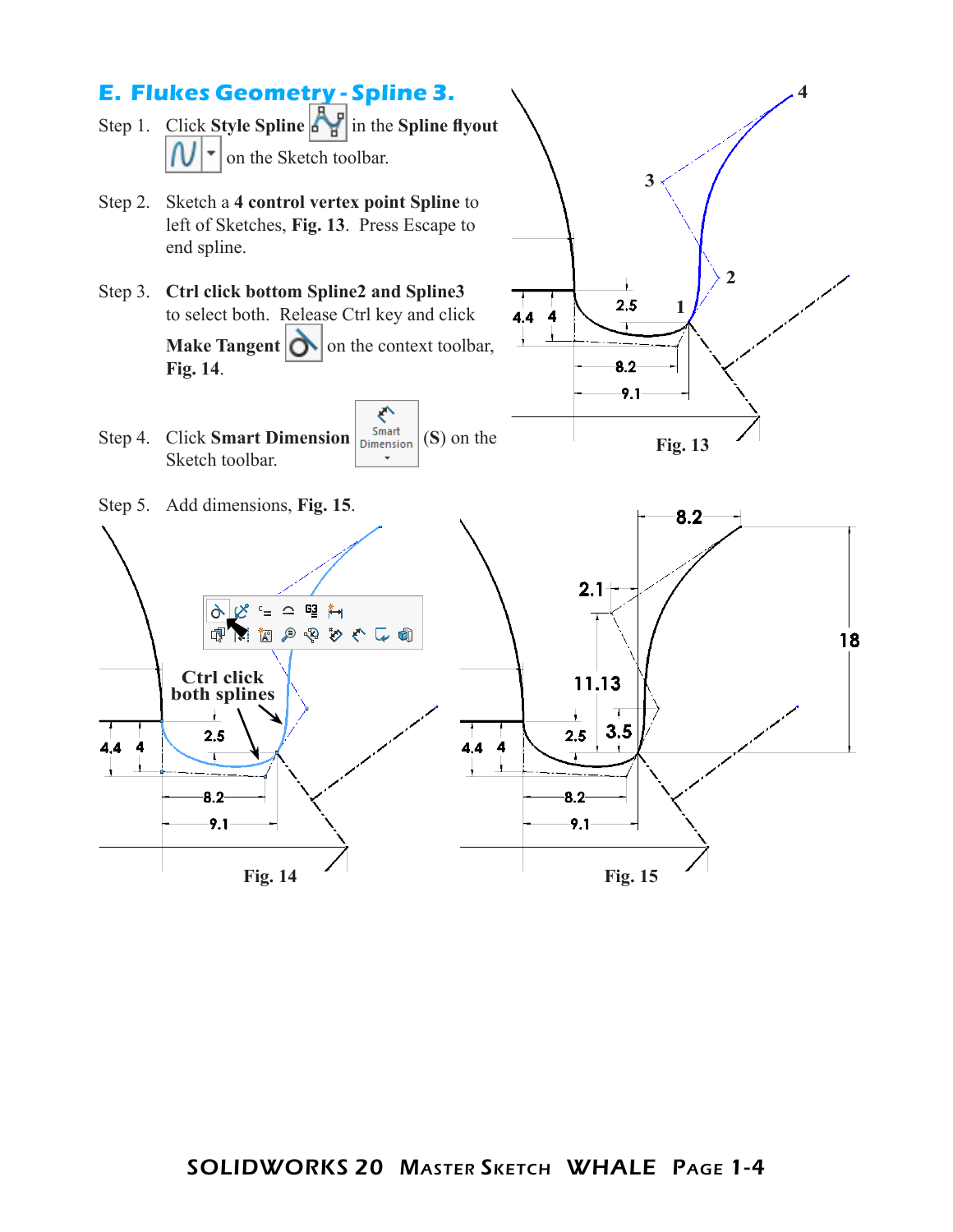## E. Flukes Geometry - Spline 3.

Step 1. Click **Style Spline** in the **Spline flyout** on the Sketch toolbar.

Step 2. Sketch a **4 control vertex point Spline** to left of Sketches, **Fig. 13**. Press Escape to end spline.

Step 3. **Ctrl click bottom Spline2 and Spline3** to select both. Release Ctrl key and click **Make Tangent** on the context toolbar, **Fig. 14**.

Step 4. Click **Smart Dimension** (**S**) on the Sketch toolbar.

Step 5. Add dimensions, **Fig. 15**.

Fig. 13

Ctrl click both splines

Fig. 14

Fig. 15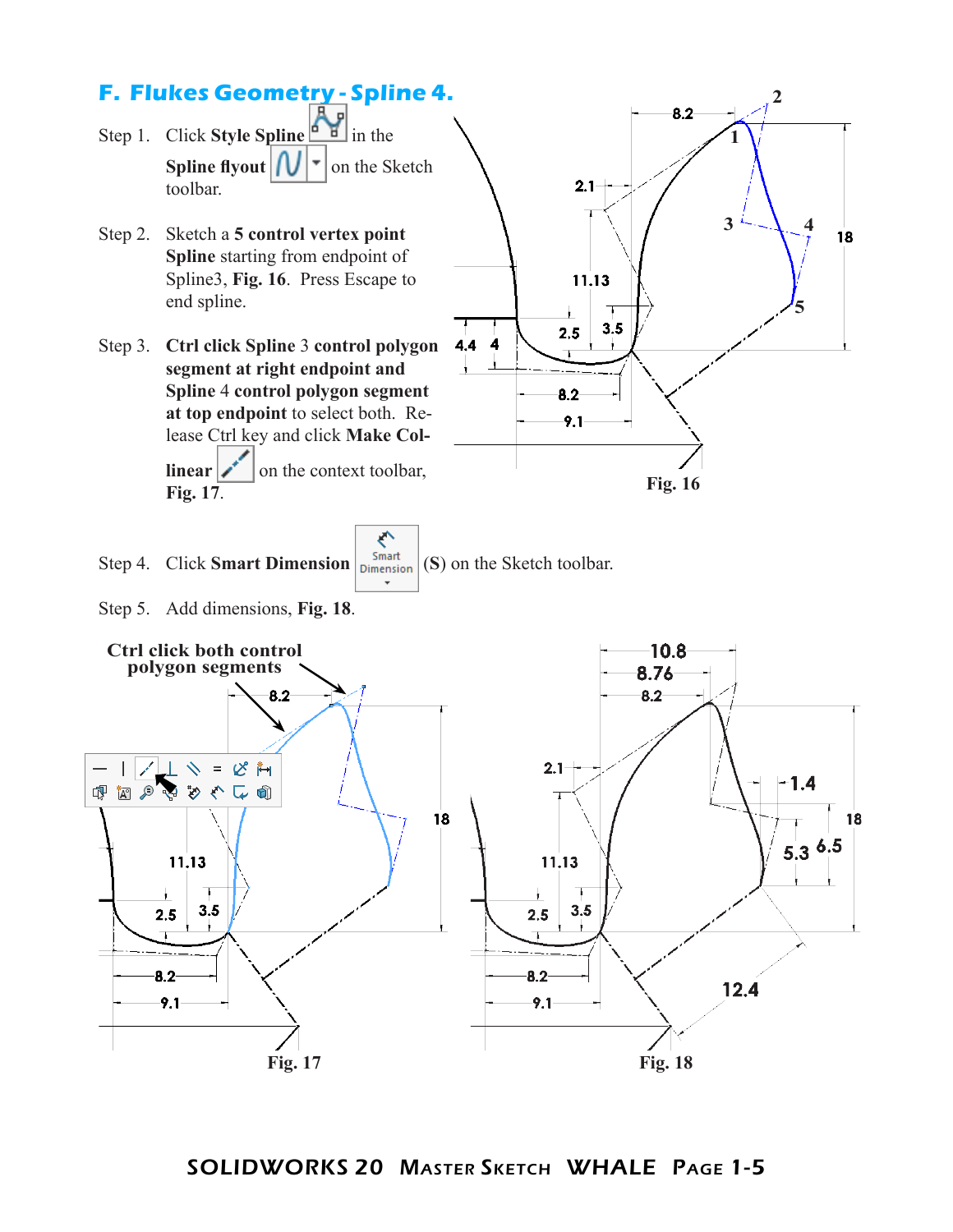## F. Flukes Geometry - Spline 4.

Step 1. Click **Style Spline** in the **Spline flyout** on the Sketch toolbar.

Step 2. Sketch a **5 control vertex point Spline** starting from endpoint of Spline3, **Fig. 16**. Press Escape to end spline.

Step 3. **Ctrl click Spline** 3 **control polygon segment at right endpoint and Spline** 4 **control polygon segment at top endpoint** to select both. Release Ctrl key and click **Make Collinear** on the context toolbar, **Fig. 17**.

Step 4. Click **Smart Dimension** (**S**) on the Sketch toolbar.

Step 5. Add dimensions, **Fig. 18**.

**Fig. 16**

**Ctrl click both control polygon segments**

**Fig. 17**

**Fig. 18**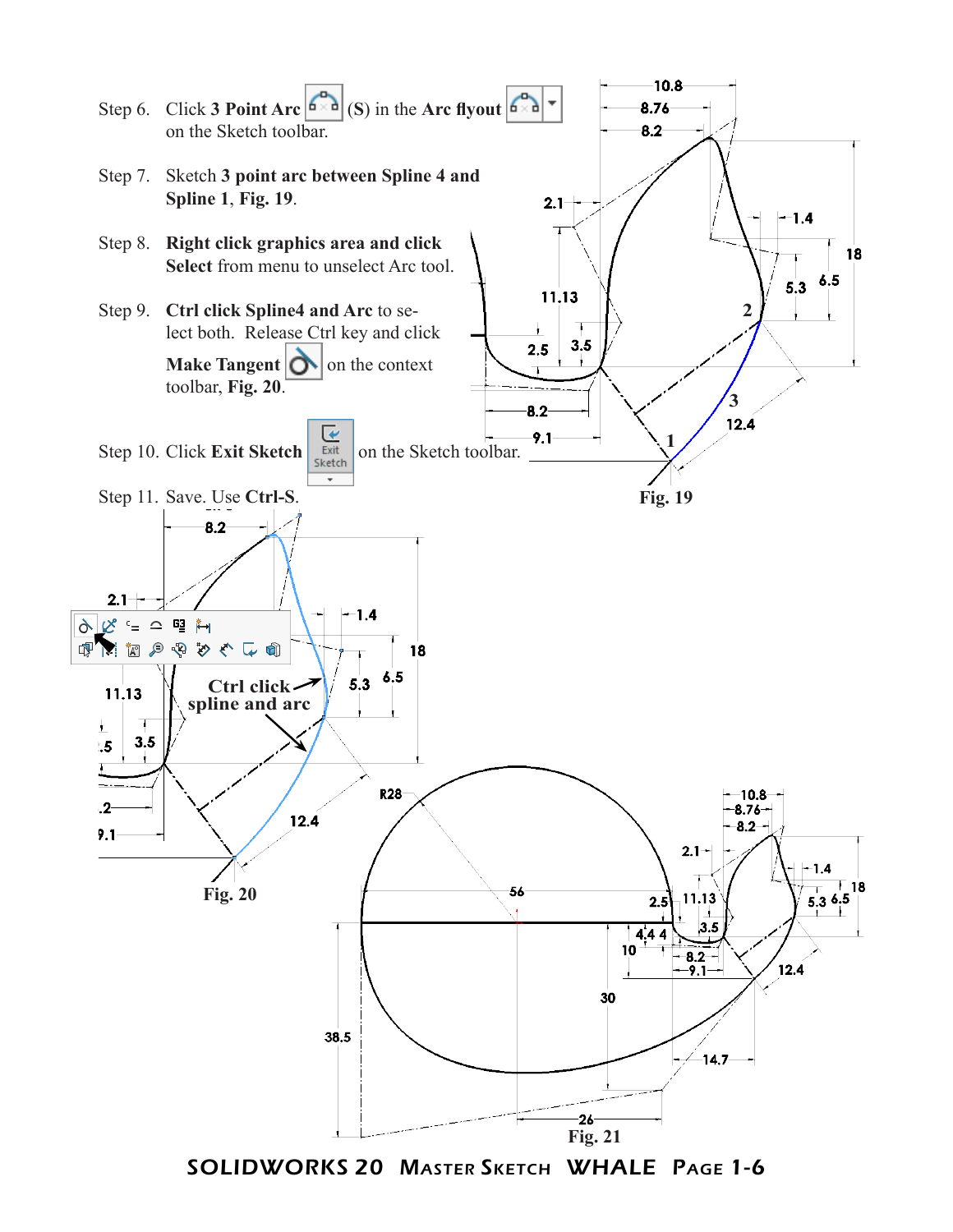Step 6. Click **3 Point Arc** (**S**) in the **Arc flyout** on the Sketch toolbar.

Step 7. Sketch **3 point arc between Spline 4 and Spline 1**, **Fig. 19**.

Step 8. **Right click graphics area and click Select** from menu to unselect Arc tool.

Step 9. **Ctrl click Spline4 and Arc** to select both. Release Ctrl key and click **Make Tangent** on the context toolbar, **Fig. 20**.

Step 10. Click **Exit Sketch** on the Sketch toolbar.

Step 11. Save. Use **Ctrl-S**.

10.8
8.76
8.2
2.1
1.4
18
11.13
5.3
6.5
2
2.5
3.5
3
8.2
12.4
9.1
1

**Fig. 19**

8.2
2.1
1.4
18
Ctrl click
spline and arc
5.3
6.5
11.13
3.5
.5
.2
12.4
9.1

**Fig. 20**

R28
10.8
8.76
8.2
2.1
1.4
18
56
2.5
11.13
5.3
6.5
4.4
4
3.5
10
8.2
9.1
12.4
30
38.5
14.7
26

**Fig. 21**